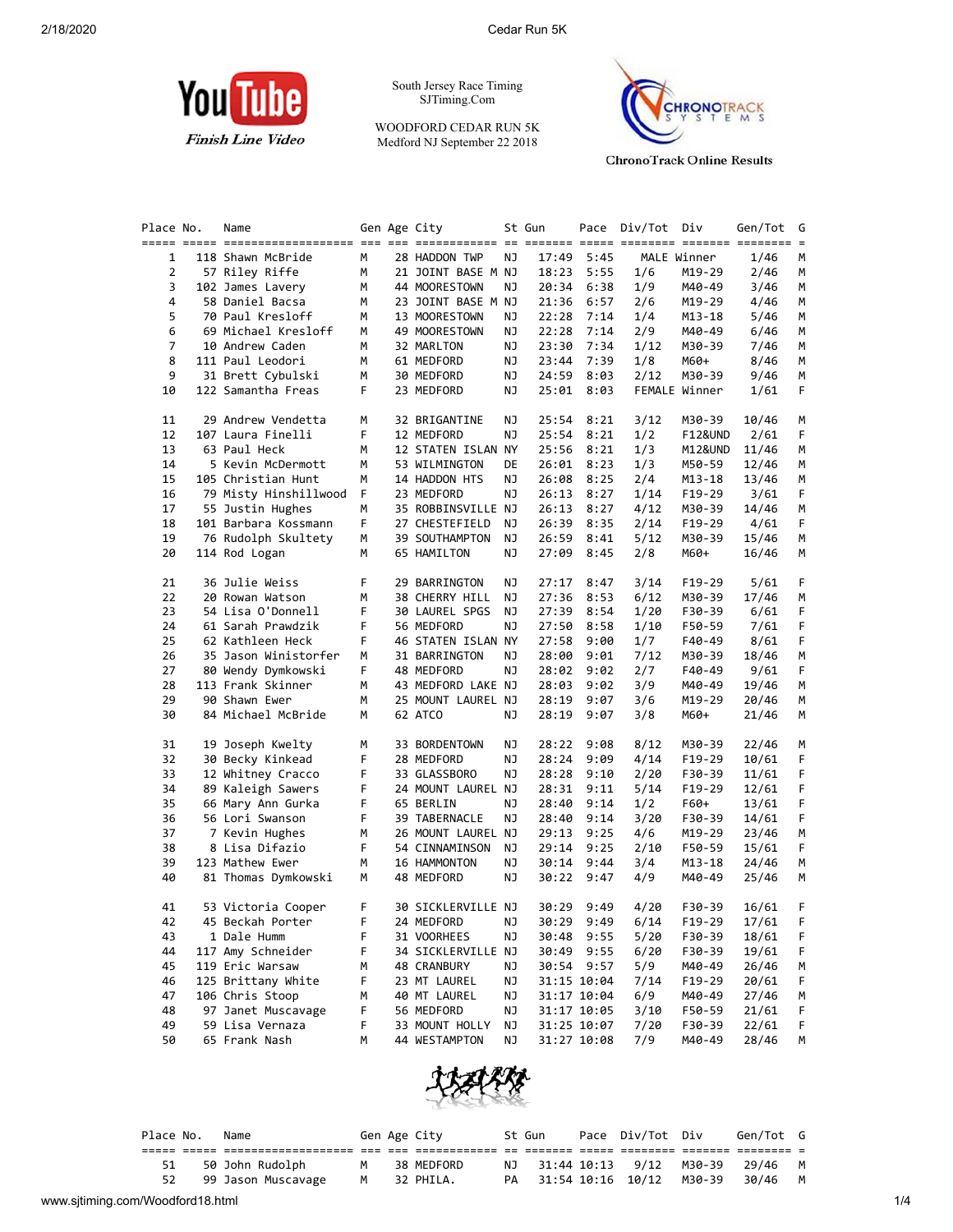Finish Line Video

South Jersey Race Timing
SJTiming.Com

WOODFORD CEDAR RUN 5K
Medford NJ September 22 2018

ChronoTrack Online Results

| Place | No. | Name | Gen | Age | City | St | Gun | Pace | Div/Tot | Div | Gen/Tot | G |
|---|---|---|---|---|---|---|---|---|---|---|---|---|
| 1 | 118 | Shawn McBride | M | 28 | HADDON TWP | NJ | 17:49 | 5:45 | MALE Winner | | 1/46 | M |
| 2 | 57 | Riley Riffe | M | 21 | JOINT BASE M | NJ | 18:23 | 5:55 | 1/6 | M19-29 | 2/46 | M |
| 3 | 102 | James Lavery | M | 44 | MOORESTOWN | NJ | 20:34 | 6:38 | 1/9 | M40-49 | 3/46 | M |
| 4 | 58 | Daniel Bacsa | M | 23 | JOINT BASE M | NJ | 21:36 | 6:57 | 2/6 | M19-29 | 4/46 | M |
| 5 | 70 | Paul Kresloff | M | 13 | MOORESTOWN | NJ | 22:28 | 7:14 | 1/4 | M13-18 | 5/46 | M |
| 6 | 69 | Michael Kresloff | M | 49 | MOORESTOWN | NJ | 22:28 | 7:14 | 2/9 | M40-49 | 6/46 | M |
| 7 | 10 | Andrew Caden | M | 32 | MARLTON | NJ | 23:30 | 7:34 | 1/12 | M30-39 | 7/46 | M |
| 8 | 111 | Paul Leodori | M | 61 | MEDFORD | NJ | 23:44 | 7:39 | 1/8 | M60+ | 8/46 | M |
| 9 | 31 | Brett Cybulski | M | 30 | MEDFORD | NJ | 24:59 | 8:03 | 2/12 | M30-39 | 9/46 | M |
| 10 | 122 | Samantha Freas | F | 23 | MEDFORD | NJ | 25:01 | 8:03 | FEMALE Winner | | 1/61 | F |
| 11 | 29 | Andrew Vendetta | M | 32 | BRIGANTINE | NJ | 25:54 | 8:21 | 3/12 | M30-39 | 10/46 | M |
| 12 | 107 | Laura Finelli | F | 12 | MEDFORD | NJ | 25:54 | 8:21 | 1/2 | F12&UND | 2/61 | F |
| 13 | 63 | Paul Heck | M | 12 | STATEN ISLAN | NY | 25:56 | 8:21 | 1/3 | M12&UND | 11/46 | M |
| 14 | 5 | Kevin McDermott | M | 53 | WILMINGTON | DE | 26:01 | 8:23 | 1/3 | M50-59 | 12/46 | M |
| 15 | 105 | Christian Hunt | M | 14 | HADDON HTS | NJ | 26:08 | 8:25 | 2/4 | M13-18 | 13/46 | M |
| 16 | 79 | Misty Hinshillwood | F | 23 | MEDFORD | NJ | 26:13 | 8:27 | 1/14 | F19-29 | 3/61 | F |
| 17 | 55 | Justin Hughes | M | 35 | ROBBINSVILLE | NJ | 26:13 | 8:27 | 4/12 | M30-39 | 14/46 | M |
| 18 | 101 | Barbara Kossmann | F | 27 | CHESTEFIELD | NJ | 26:39 | 8:35 | 2/14 | F19-29 | 4/61 | F |
| 19 | 76 | Rudolph Skultety | M | 39 | SOUTHAMPTON | NJ | 26:59 | 8:41 | 5/12 | M30-39 | 15/46 | M |
| 20 | 114 | Rod Logan | M | 65 | HAMILTON | NJ | 27:09 | 8:45 | 2/8 | M60+ | 16/46 | M |
| 21 | 36 | Julie Weiss | F | 29 | BARRINGTON | NJ | 27:17 | 8:47 | 3/14 | F19-29 | 5/61 | F |
| 22 | 20 | Rowan Watson | M | 38 | CHERRY HILL | NJ | 27:36 | 8:53 | 6/12 | M30-39 | 17/46 | M |
| 23 | 54 | Lisa O'Donnell | F | 30 | LAUREL SPGS | NJ | 27:39 | 8:54 | 1/20 | F30-39 | 6/61 | F |
| 24 | 61 | Sarah Prawdzik | F | 56 | MEDFORD | NJ | 27:50 | 8:58 | 1/10 | F50-59 | 7/61 | F |
| 25 | 62 | Kathleen Heck | F | 46 | STATEN ISLAN | NY | 27:58 | 9:00 | 1/7 | F40-49 | 8/61 | F |
| 26 | 35 | Jason Winistorfer | M | 31 | BARRINGTON | NJ | 28:00 | 9:01 | 7/12 | M30-39 | 18/46 | M |
| 27 | 80 | Wendy Dymkowski | F | 48 | MEDFORD | NJ | 28:02 | 9:02 | 2/7 | F40-49 | 9/61 | F |
| 28 | 113 | Frank Skinner | M | 43 | MEDFORD LAKE | NJ | 28:03 | 9:02 | 3/9 | M40-49 | 19/46 | M |
| 29 | 90 | Shawn Ewer | M | 25 | MOUNT LAUREL | NJ | 28:19 | 9:07 | 3/6 | M19-29 | 20/46 | M |
| 30 | 84 | Michael McBride | M | 62 | ATCO | NJ | 28:19 | 9:07 | 3/8 | M60+ | 21/46 | M |
| 31 | 19 | Joseph Kwelty | M | 33 | BORDENTOWN | NJ | 28:22 | 9:08 | 8/12 | M30-39 | 22/46 | M |
| 32 | 30 | Becky Kinkead | F | 28 | MEDFORD | NJ | 28:24 | 9:09 | 4/14 | F19-29 | 10/61 | F |
| 33 | 12 | Whitney Cracco | F | 33 | GLASSBORO | NJ | 28:28 | 9:10 | 2/20 | F30-39 | 11/61 | F |
| 34 | 89 | Kaleigh Sawers | F | 24 | MOUNT LAUREL | NJ | 28:31 | 9:11 | 5/14 | F19-29 | 12/61 | F |
| 35 | 66 | Mary Ann Gurka | F | 65 | BERLIN | NJ | 28:40 | 9:14 | 1/2 | F60+ | 13/61 | F |
| 36 | 56 | Lori Swanson | F | 39 | TABERNACLE | NJ | 28:40 | 9:14 | 3/20 | F30-39 | 14/61 | F |
| 37 | 7 | Kevin Hughes | M | 26 | MOUNT LAUREL | NJ | 29:13 | 9:25 | 4/6 | M19-29 | 23/46 | M |
| 38 | 8 | Lisa Difazio | F | 54 | CINNAMINSON | NJ | 29:14 | 9:25 | 2/10 | F50-59 | 15/61 | F |
| 39 | 123 | Mathew Ewer | M | 16 | HAMMONTON | NJ | 30:14 | 9:44 | 3/4 | M13-18 | 24/46 | M |
| 40 | 81 | Thomas Dymkowski | M | 48 | MEDFORD | NJ | 30:22 | 9:47 | 4/9 | M40-49 | 25/46 | M |
| 41 | 53 | Victoria Cooper | F | 30 | SICKLERVILLE | NJ | 30:29 | 9:49 | 4/20 | F30-39 | 16/61 | F |
| 42 | 45 | Beckah Porter | F | 24 | MEDFORD | NJ | 30:29 | 9:49 | 6/14 | F19-29 | 17/61 | F |
| 43 | 1 | Dale Humm | F | 31 | VOORHEES | NJ | 30:48 | 9:55 | 5/20 | F30-39 | 18/61 | F |
| 44 | 117 | Amy Schneider | F | 34 | SICKLERVILLE | NJ | 30:49 | 9:55 | 6/20 | F30-39 | 19/61 | F |
| 45 | 119 | Eric Warsaw | M | 48 | CRANBURY | NJ | 30:54 | 9:57 | 5/9 | M40-49 | 26/46 | M |
| 46 | 125 | Brittany White | F | 23 | MT LAUREL | NJ | 31:15 | 10:04 | 7/14 | F19-29 | 20/61 | F |
| 47 | 106 | Chris Stoop | M | 40 | MT LAUREL | NJ | 31:17 | 10:04 | 6/9 | M40-49 | 27/46 | M |
| 48 | 97 | Janet Muscavage | F | 56 | MEDFORD | NJ | 31:17 | 10:05 | 3/10 | F50-59 | 21/61 | F |
| 49 | 59 | Lisa Vernaza | F | 33 | MOUNT HOLLY | NJ | 31:25 | 10:07 | 7/20 | F30-39 | 22/61 | F |
| 50 | 65 | Frank Nash | M | 44 | WESTAMPTON | NJ | 31:27 | 10:08 | 7/9 | M40-49 | 28/46 | M |
| 51 | 50 | John Rudolph | M | 38 | MEDFORD | NJ | 31:44 | 10:13 | 9/12 | M30-39 | 29/46 | M |
| 52 | 99 | Jason Muscavage | M | 32 | PHILA. | PA | 31:54 | 10:16 | 10/12 | M30-39 | 30/46 | M |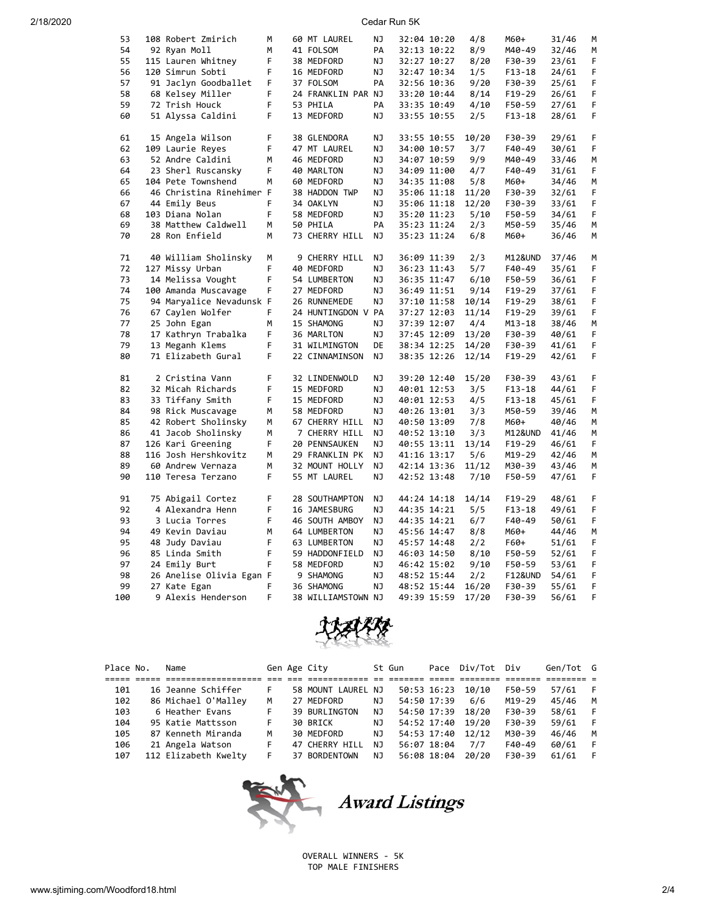| Place | No. | Name | Gen | Age | City | St | Gun | Pace | Div/Tot | Div | Gen/Tot | G |
|---|---|---|---|---|---|---|---|---|---|---|---|---|
| 53 | 108 | Robert Zmirich | M | 60 | MT LAUREL | NJ | 32:04 | 10:20 | 4/8 | M60+ | 31/46 | M |
| 54 | 92 | Ryan Moll | M | 41 | FOLSOM | PA | 32:13 | 10:22 | 8/9 | M40-49 | 32/46 | M |
| 55 | 115 | Lauren Whitney | F | 38 | MEDFORD | NJ | 32:27 | 10:27 | 8/20 | F30-39 | 23/61 | F |
| 56 | 120 | Simrun Sobti | F | 16 | MEDFORD | NJ | 32:47 | 10:34 | 1/5 | F13-18 | 24/61 | F |
| 57 | 91 | Jaclyn Goodballet | F | 37 | FOLSOM | PA | 32:56 | 10:36 | 9/20 | F30-39 | 25/61 | F |
| 58 | 68 | Kelsey Miller | F | 24 | FRANKLIN PAR | NJ | 33:20 | 10:44 | 8/14 | F19-29 | 26/61 | F |
| 59 | 72 | Trish Houck | F | 53 | PHILA | PA | 33:35 | 10:49 | 4/10 | F50-59 | 27/61 | F |
| 60 | 51 | Alyssa Caldini | F | 13 | MEDFORD | NJ | 33:55 | 10:55 | 2/5 | F13-18 | 28/61 | F |
| 61 | 15 | Angela Wilson | F | 38 | GLENDORA | NJ | 33:55 | 10:55 | 10/20 | F30-39 | 29/61 | F |
| 62 | 109 | Laurie Reyes | F | 47 | MT LAUREL | NJ | 34:00 | 10:57 | 3/7 | F40-49 | 30/61 | F |
| 63 | 52 | Andre Caldini | M | 46 | MEDFORD | NJ | 34:07 | 10:59 | 9/9 | M40-49 | 33/46 | M |
| 64 | 23 | Sherl Ruscansky | F | 40 | MARLTON | NJ | 34:09 | 11:00 | 4/7 | F40-49 | 31/61 | F |
| 65 | 104 | Pete Townshend | M | 60 | MEDFORD | NJ | 34:35 | 11:08 | 5/8 | M60+ | 34/46 | M |
| 66 | 46 | Christina Rinehimer | F | 38 | HADDON TWP | NJ | 35:06 | 11:18 | 11/20 | F30-39 | 32/61 | F |
| 67 | 44 | Emily Beus | F | 34 | OAKLYN | NJ | 35:06 | 11:18 | 12/20 | F30-39 | 33/61 | F |
| 68 | 103 | Diana Nolan | F | 58 | MEDFORD | NJ | 35:20 | 11:23 | 5/10 | F50-59 | 34/61 | F |
| 69 | 38 | Matthew Caldwell | M | 50 | PHILA | PA | 35:23 | 11:24 | 2/3 | M50-59 | 35/46 | M |
| 70 | 28 | Ron Enfield | M | 73 | CHERRY HILL | NJ | 35:23 | 11:24 | 6/8 | M60+ | 36/46 | M |
| 71 | 40 | William Sholinsky | M | 9 | CHERRY HILL | NJ | 36:09 | 11:39 | 2/3 | M12&UND | 37/46 | M |
| 72 | 127 | Missy Urban | F | 40 | MEDFORD | NJ | 36:23 | 11:43 | 5/7 | F40-49 | 35/61 | F |
| 73 | 14 | Melissa Vought | F | 54 | LUMBERTON | NJ | 36:35 | 11:47 | 6/10 | F50-59 | 36/61 | F |
| 74 | 100 | Amanda Muscavage | F | 27 | MEDFORD | NJ | 36:49 | 11:51 | 9/14 | F19-29 | 37/61 | F |
| 75 | 94 | Maryalice Nevadunsk | F | 26 | RUNNEMEDE | NJ | 37:10 | 11:58 | 10/14 | F19-29 | 38/61 | F |
| 76 | 67 | Caylen Wolfer | F | 24 | HUNTINGDON V | PA | 37:27 | 12:03 | 11/14 | F19-29 | 39/61 | F |
| 77 | 25 | John Egan | M | 15 | SHAMONG | NJ | 37:39 | 12:07 | 4/4 | M13-18 | 38/46 | M |
| 78 | 17 | Kathryn Trabalka | F | 36 | MARLTON | NJ | 37:45 | 12:09 | 13/20 | F30-39 | 40/61 | F |
| 79 | 13 | Meganh Klems | F | 31 | WILMINGTON | DE | 38:34 | 12:25 | 14/20 | F30-39 | 41/61 | F |
| 80 | 71 | Elizabeth Gural | F | 22 | CINNAMINSON | NJ | 38:35 | 12:26 | 12/14 | F19-29 | 42/61 | F |
| 81 | 2 | Cristina Vann | F | 32 | LINDENWOLD | NJ | 39:20 | 12:40 | 15/20 | F30-39 | 43/61 | F |
| 82 | 32 | Micah Richards | F | 15 | MEDFORD | NJ | 40:01 | 12:53 | 3/5 | F13-18 | 44/61 | F |
| 83 | 33 | Tiffany Smith | F | 15 | MEDFORD | NJ | 40:01 | 12:53 | 4/5 | F13-18 | 45/61 | F |
| 84 | 98 | Rick Muscavage | M | 58 | MEDFORD | NJ | 40:26 | 13:01 | 3/3 | M50-59 | 39/46 | M |
| 85 | 42 | Robert Sholinsky | M | 67 | CHERRY HILL | NJ | 40:50 | 13:09 | 7/8 | M60+ | 40/46 | M |
| 86 | 41 | Jacob Sholinsky | M | 7 | CHERRY HILL | NJ | 40:52 | 13:10 | 3/3 | M12&UND | 41/46 | M |
| 87 | 126 | Kari Greening | F | 20 | PENNSAUKEN | NJ | 40:55 | 13:11 | 13/14 | F19-29 | 46/61 | F |
| 88 | 116 | Josh Hershkovitz | M | 29 | FRANKLIN PK | NJ | 41:16 | 13:17 | 5/6 | M19-29 | 42/46 | M |
| 89 | 60 | Andrew Vernaza | M | 32 | MOUNT HOLLY | NJ | 42:14 | 13:36 | 11/12 | M30-39 | 43/46 | M |
| 90 | 110 | Teresa Terzano | F | 55 | MT LAUREL | NJ | 42:52 | 13:48 | 7/10 | F50-59 | 47/61 | F |
| 91 | 75 | Abigail Cortez | F | 28 | SOUTHAMPTON | NJ | 44:24 | 14:18 | 14/14 | F19-29 | 48/61 | F |
| 92 | 4 | Alexandra Henn | F | 16 | JAMESBURG | NJ | 44:35 | 14:21 | 5/5 | F13-18 | 49/61 | F |
| 93 | 3 | Lucia Torres | F | 46 | SOUTH AMBOY | NJ | 44:35 | 14:21 | 6/7 | F40-49 | 50/61 | F |
| 94 | 49 | Kevin Daviau | M | 64 | LUMBERTON | NJ | 45:56 | 14:47 | 8/8 | M60+ | 44/46 | M |
| 95 | 48 | Judy Daviau | F | 63 | LUMBERTON | NJ | 45:57 | 14:48 | 2/2 | F60+ | 51/61 | F |
| 96 | 85 | Linda Smith | F | 59 | HADDONFIELD | NJ | 46:03 | 14:50 | 8/10 | F50-59 | 52/61 | F |
| 97 | 24 | Emily Burt | F | 58 | MEDFORD | NJ | 46:42 | 15:02 | 9/10 | F50-59 | 53/61 | F |
| 98 | 26 | Anelise Olivia Egan | F | 9 | SHAMONG | NJ | 48:52 | 15:44 | 2/2 | F12&UND | 54/61 | F |
| 99 | 27 | Kate Egan | F | 36 | SHAMONG | NJ | 48:52 | 15:44 | 16/20 | F30-39 | 55/61 | F |
| 100 | 9 | Alexis Henderson | F | 38 | WILLIAMSTOWN | NJ | 49:39 | 15:59 | 17/20 | F30-39 | 56/61 | F |
| 101 | 16 | Jeanne Schiffer | F | 58 | MOUNT LAUREL | NJ | 50:53 | 16:23 | 10/10 | F50-59 | 57/61 | F |
| 102 | 86 | Michael O'Malley | M | 27 | MEDFORD | NJ | 54:50 | 17:39 | 6/6 | M19-29 | 45/46 | M |
| 103 | 6 | Heather Evans | F | 39 | BURLINGTON | NJ | 54:50 | 17:39 | 18/20 | F30-39 | 58/61 | F |
| 104 | 95 | Katie Mattsson | F | 30 | BRICK | NJ | 54:52 | 17:40 | 19/20 | F30-39 | 59/61 | F |
| 105 | 87 | Kenneth Miranda | M | 30 | MEDFORD | NJ | 54:53 | 17:40 | 12/12 | M30-39 | 46/46 | M |
| 106 | 21 | Angela Watson | F | 47 | CHERRY HILL | NJ | 56:07 | 18:04 | 7/7 | F40-49 | 60/61 | F |
| 107 | 112 | Elizabeth Kwelty | F | 37 | BORDENTOWN | NJ | 56:08 | 18:04 | 20/20 | F30-39 | 61/61 | F |

## Award Listings

OVERALL WINNERS - 5K

TOP MALE FINISHERS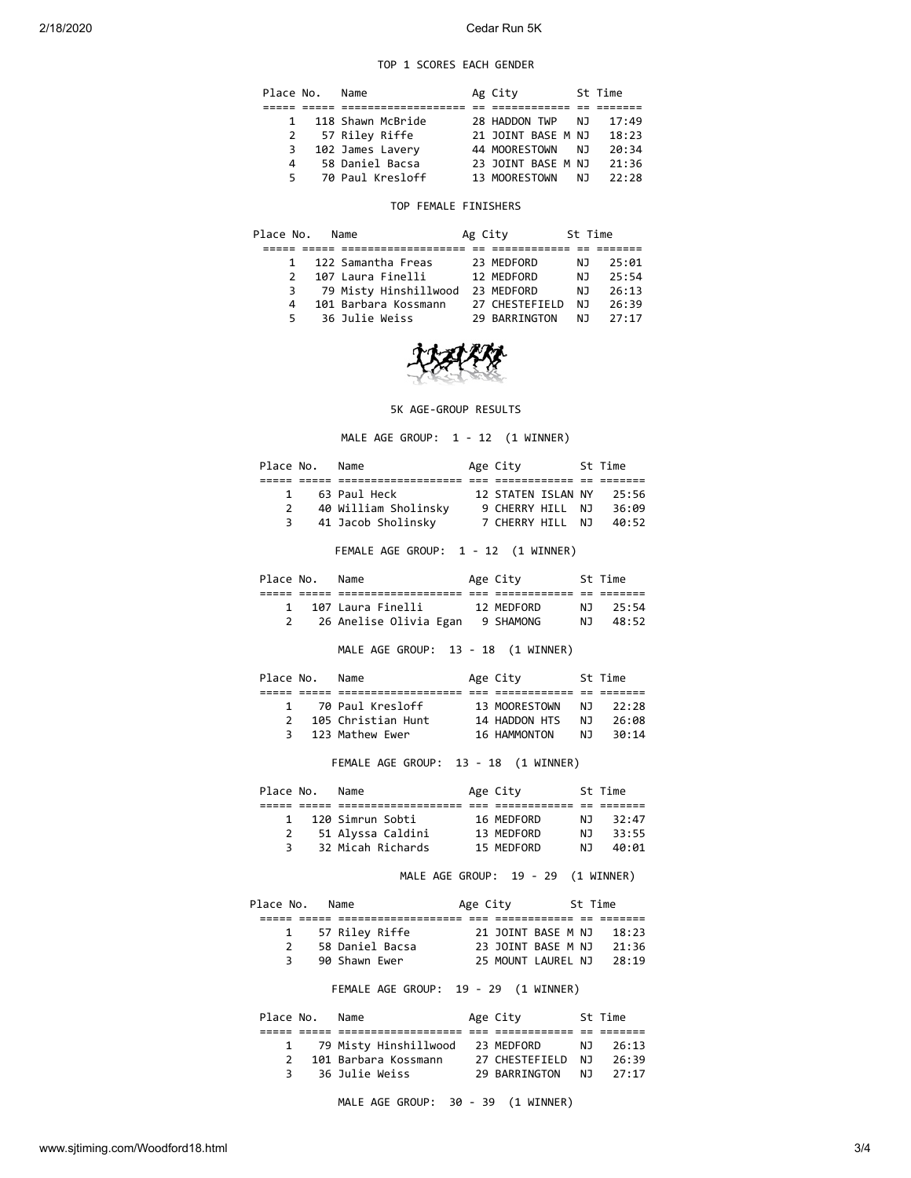TOP 1 SCORES EACH GENDER

| Place | No. | Name | Ag | City | St | Time |
|---|---|---|---|---|---|---|
| 1 | 118 | Shawn McBride | 28 | HADDON TWP | NJ | 17:49 |
| 2 | 57 | Riley Riffe | 21 | JOINT BASE M | NJ | 18:23 |
| 3 | 102 | James Lavery | 44 | MOORESTOWN | NJ | 20:34 |
| 4 | 58 | Daniel Bacsa | 23 | JOINT BASE M | NJ | 21:36 |
| 5 | 70 | Paul Kresloff | 13 | MOORESTOWN | NJ | 22:28 |

TOP FEMALE FINISHERS

| Place | No. | Name | Ag | City | St | Time |
|---|---|---|---|---|---|---|
| 1 | 122 | Samantha Freas | 23 | MEDFORD | NJ | 25:01 |
| 2 | 107 | Laura Finelli | 12 | MEDFORD | NJ | 25:54 |
| 3 | 79 | Misty Hinshillwood | 23 | MEDFORD | NJ | 26:13 |
| 4 | 101 | Barbara Kossmann | 27 | CHESTEFIELD | NJ | 26:39 |
| 5 | 36 | Julie Weiss | 29 | BARRINGTON | NJ | 27:17 |

5K AGE-GROUP RESULTS

MALE AGE GROUP: 1 - 12 (1 WINNER)

| Place | No. | Name | Age | City | St | Time |
|---|---|---|---|---|---|---|
| 1 | 63 | Paul Heck | 12 | STATEN ISLAN | NY | 25:56 |
| 2 | 40 | William Sholinsky | 9 | CHERRY HILL | NJ | 36:09 |
| 3 | 41 | Jacob Sholinsky | 7 | CHERRY HILL | NJ | 40:52 |

FEMALE AGE GROUP: 1 - 12 (1 WINNER)

| Place | No. | Name | Age | City | St | Time |
|---|---|---|---|---|---|---|
| 1 | 107 | Laura Finelli | 12 | MEDFORD | NJ | 25:54 |
| 2 | 26 | Anelise Olivia Egan | 9 | SHAMONG | NJ | 48:52 |

MALE AGE GROUP: 13 - 18 (1 WINNER)

| Place | No. | Name | Age | City | St | Time |
|---|---|---|---|---|---|---|
| 1 | 70 | Paul Kresloff | 13 | MOORESTOWN | NJ | 22:28 |
| 2 | 105 | Christian Hunt | 14 | HADDON HTS | NJ | 26:08 |
| 3 | 123 | Mathew Ewer | 16 | HAMMONTON | NJ | 30:14 |

FEMALE AGE GROUP: 13 - 18 (1 WINNER)

| Place | No. | Name | Age | City | St | Time |
|---|---|---|---|---|---|---|
| 1 | 120 | Simrun Sobti | 16 | MEDFORD | NJ | 32:47 |
| 2 | 51 | Alyssa Caldini | 13 | MEDFORD | NJ | 33:55 |
| 3 | 32 | Micah Richards | 15 | MEDFORD | NJ | 40:01 |

MALE AGE GROUP: 19 - 29 (1 WINNER)

| Place | No. | Name | Age | City | St | Time |
|---|---|---|---|---|---|---|
| 1 | 57 | Riley Riffe | 21 | JOINT BASE M | NJ | 18:23 |
| 2 | 58 | Daniel Bacsa | 23 | JOINT BASE M | NJ | 21:36 |
| 3 | 90 | Shawn Ewer | 25 | MOUNT LAUREL | NJ | 28:19 |

FEMALE AGE GROUP: 19 - 29 (1 WINNER)

| Place | No. | Name | Age | City | St | Time |
|---|---|---|---|---|---|---|
| 1 | 79 | Misty Hinshillwood | 23 | MEDFORD | NJ | 26:13 |
| 2 | 101 | Barbara Kossmann | 27 | CHESTEFIELD | NJ | 26:39 |
| 3 | 36 | Julie Weiss | 29 | BARRINGTON | NJ | 27:17 |

MALE AGE GROUP: 30 - 39 (1 WINNER)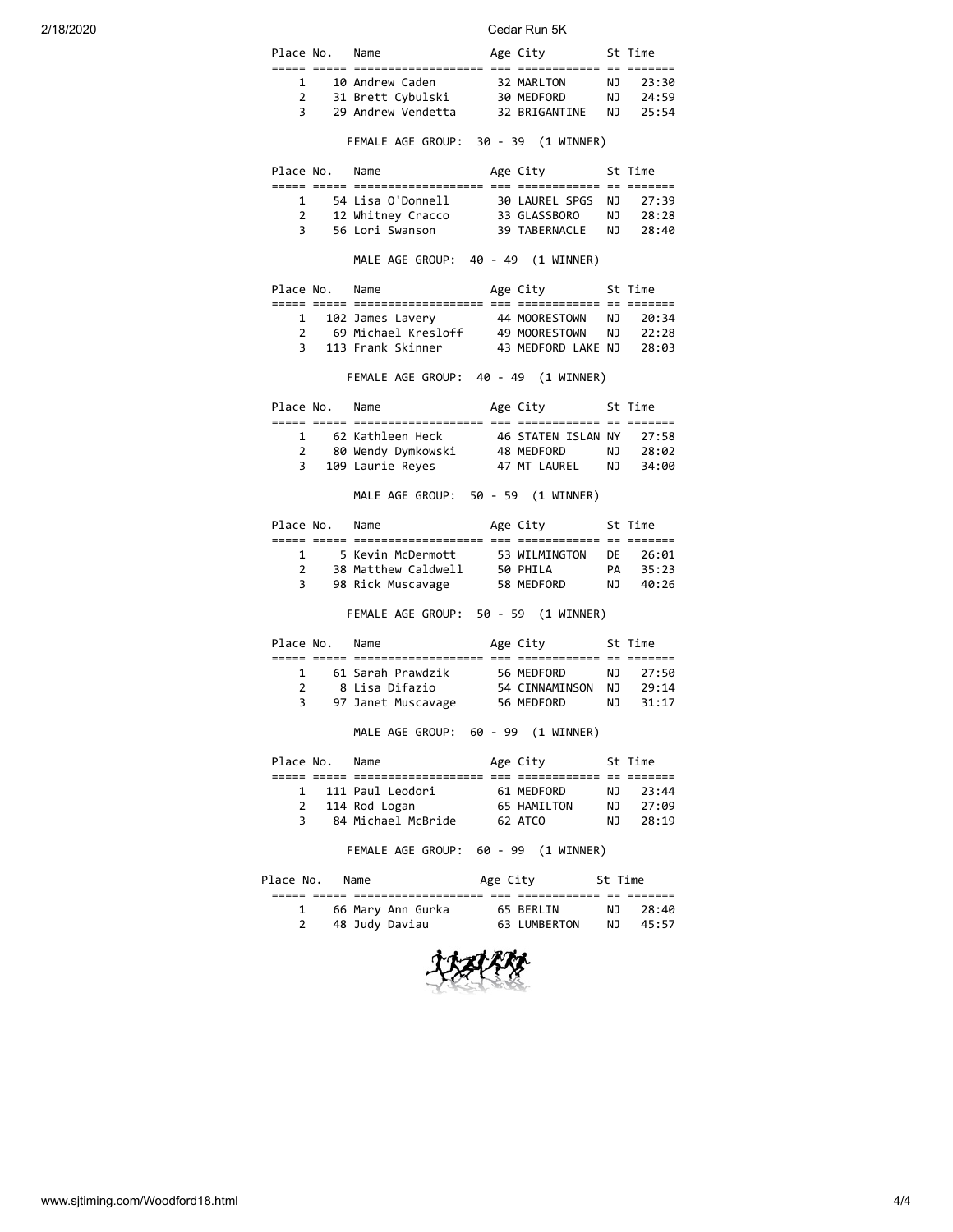| Place | No. | Name | Age | City | St | Time |
|---|---|---|---|---|---|---|
| 1 | 10 | Andrew Caden | 32 | MARLTON | NJ | 23:30 |
| 2 | 31 | Brett Cybulski | 30 | MEDFORD | NJ | 24:59 |
| 3 | 29 | Andrew Vendetta | 32 | BRIGANTINE | NJ | 25:54 |

FEMALE AGE GROUP: 30 - 39 (1 WINNER)

| Place | No. | Name | Age | City | St | Time |
|---|---|---|---|---|---|---|
| 1 | 54 | Lisa O'Donnell | 30 | LAUREL SPGS | NJ | 27:39 |
| 2 | 12 | Whitney Cracco | 33 | GLASSBORO | NJ | 28:28 |
| 3 | 56 | Lori Swanson | 39 | TABERNACLE | NJ | 28:40 |

MALE AGE GROUP: 40 - 49 (1 WINNER)

| Place | No. | Name | Age | City | St | Time |
|---|---|---|---|---|---|---|
| 1 | 102 | James Lavery | 44 | MOORESTOWN | NJ | 20:34 |
| 2 | 69 | Michael Kresloff | 49 | MOORESTOWN | NJ | 22:28 |
| 3 | 113 | Frank Skinner | 43 | MEDFORD LAKE | NJ | 28:03 |

FEMALE AGE GROUP: 40 - 49 (1 WINNER)

| Place | No. | Name | Age | City | St | Time |
|---|---|---|---|---|---|---|
| 1 | 62 | Kathleen Heck | 46 | STATEN ISLAN | NY | 27:58 |
| 2 | 80 | Wendy Dymkowski | 48 | MEDFORD | NJ | 28:02 |
| 3 | 109 | Laurie Reyes | 47 | MT LAUREL | NJ | 34:00 |

MALE AGE GROUP: 50 - 59 (1 WINNER)

| Place | No. | Name | Age | City | St | Time |
|---|---|---|---|---|---|---|
| 1 | 5 | Kevin McDermott | 53 | WILMINGTON | DE | 26:01 |
| 2 | 38 | Matthew Caldwell | 50 | PHILA | PA | 35:23 |
| 3 | 98 | Rick Muscavage | 58 | MEDFORD | NJ | 40:26 |

FEMALE AGE GROUP: 50 - 59 (1 WINNER)

| Place | No. | Name | Age | City | St | Time |
|---|---|---|---|---|---|---|
| 1 | 61 | Sarah Prawdzik | 56 | MEDFORD | NJ | 27:50 |
| 2 | 8 | Lisa Difazio | 54 | CINNAMINSON | NJ | 29:14 |
| 3 | 97 | Janet Muscavage | 56 | MEDFORD | NJ | 31:17 |

MALE AGE GROUP: 60 - 99 (1 WINNER)

| Place | No. | Name | Age | City | St | Time |
|---|---|---|---|---|---|---|
| 1 | 111 | Paul Leodori | 61 | MEDFORD | NJ | 23:44 |
| 2 | 114 | Rod Logan | 65 | HAMILTON | NJ | 27:09 |
| 3 | 84 | Michael McBride | 62 | ATCO | NJ | 28:19 |

FEMALE AGE GROUP: 60 - 99 (1 WINNER)

| Place | No. | Name | Age | City | St | Time |
|---|---|---|---|---|---|---|
| 1 | 66 | Mary Ann Gurka | 65 | BERLIN | NJ | 28:40 |
| 2 | 48 | Judy Daviau | 63 | LUMBERTON | NJ | 45:57 |